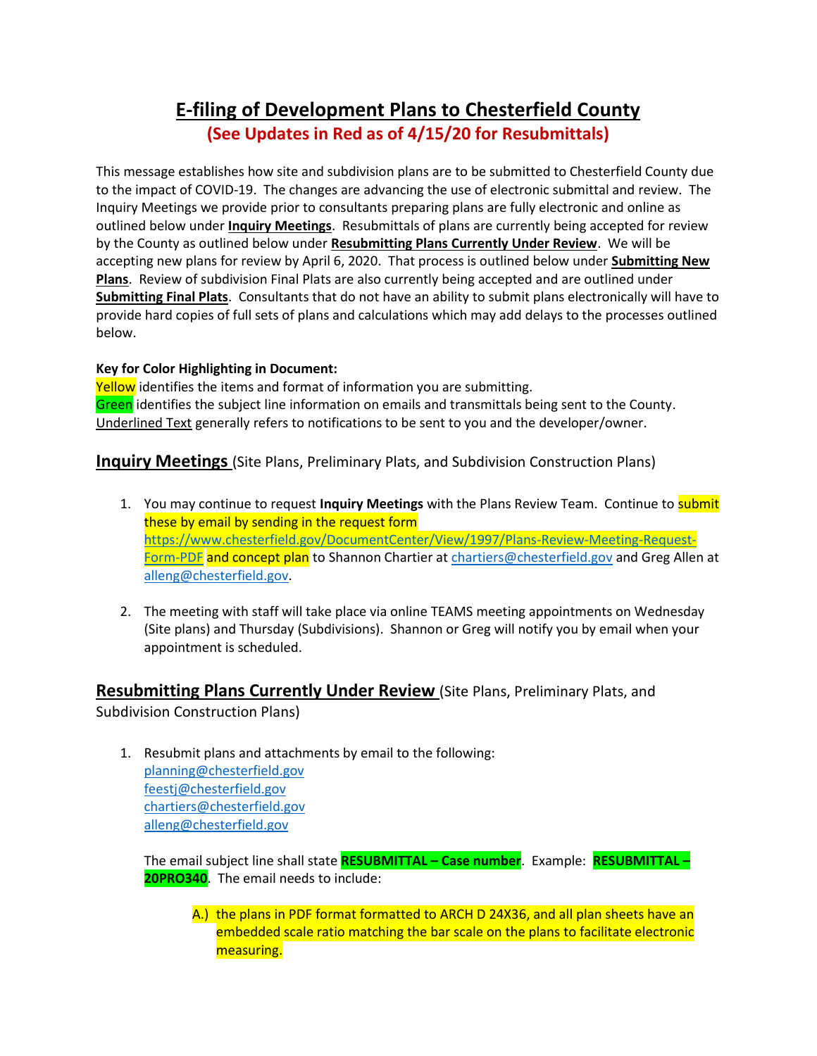# E-filing of Development Plans to Chesterfield County

**(See Updates in Red as of 4/15/20 for Resubmittals)**

This message establishes how site and subdivision plans are to be submitted to Chesterfield County due to the impact of COVID-19. The changes are advancing the use of electronic submittal and review. The Inquiry Meetings we provide prior to consultants preparing plans are fully electronic and online as outlined below under **Inquiry Meetings**. Resubmittals of plans are currently being accepted for review by the County as outlined below under **Resubmitting Plans Currently Under Review**. We will be accepting new plans for review by April 6, 2020. That process is outlined below under **Submitting New Plans**. Review of subdivision Final Plats are also currently being accepted and are outlined under **Submitting Final Plats**. Consultants that do not have an ability to submit plans electronically will have to provide hard copies of full sets of plans and calculations which may add delays to the processes outlined below.

**Key for Color Highlighting in Document:**
Yellow identifies the items and format of information you are submitting.
Green identifies the subject line information on emails and transmittals being sent to the County.
Underlined Text generally refers to notifications to be sent to you and the developer/owner.

## Inquiry Meetings (Site Plans, Preliminary Plats, and Subdivision Construction Plans)

1. You may continue to request **Inquiry Meetings** with the Plans Review Team. Continue to submit these by email by sending in the request form https://www.chesterfield.gov/DocumentCenter/View/1997/Plans-Review-Meeting-Request-Form-PDF and concept plan to Shannon Chartier at chartiers@chesterfield.gov and Greg Allen at alleng@chesterfield.gov.

2. The meeting with staff will take place via online TEAMS meeting appointments on Wednesday (Site plans) and Thursday (Subdivisions). Shannon or Greg will notify you by email when your appointment is scheduled.

## Resubmitting Plans Currently Under Review (Site Plans, Preliminary Plats, and Subdivision Construction Plans)

1. Resubmit plans and attachments by email to the following:
   planning@chesterfield.gov
   feestj@chesterfield.gov
   chartiers@chesterfield.gov
   alleng@chesterfield.gov

   The email subject line shall state **RESUBMITTAL – Case number**. Example: **RESUBMITTAL – 20PRO340**. The email needs to include:

   A.) the plans in PDF format formatted to ARCH D 24X36, and all plan sheets have an embedded scale ratio matching the bar scale on the plans to facilitate electronic measuring.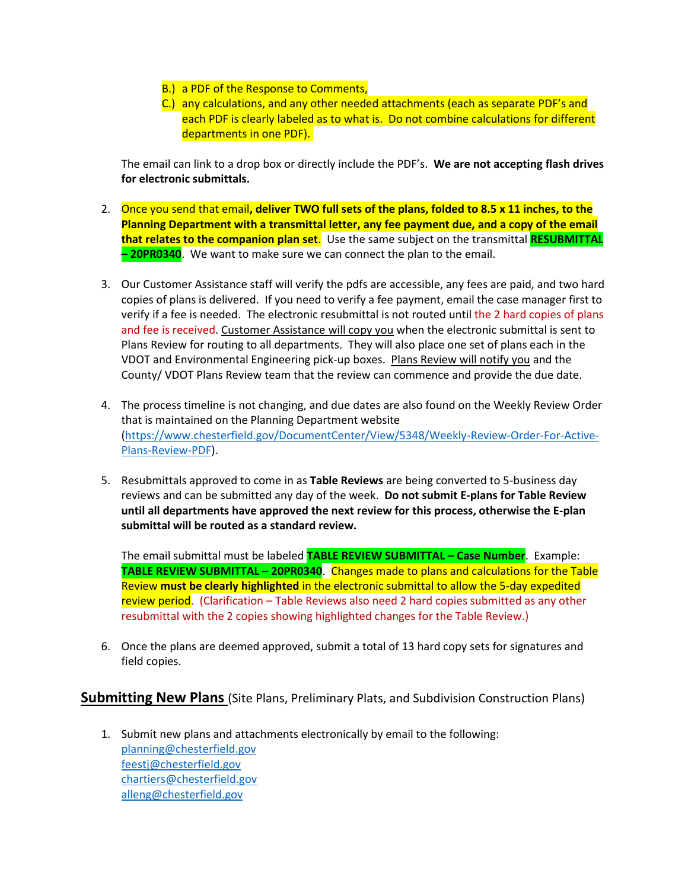B.) a PDF of the Response to Comments,

C.) any calculations, and any other needed attachments (each as separate PDF's and each PDF is clearly labeled as to what is. Do not combine calculations for different departments in one PDF).

The email can link to a drop box or directly include the PDF's. **We are not accepting flash drives for electronic submittals.**

2. Once you send that email**, deliver TWO full sets of the plans, folded to 8.5 x 11 inches, to the Planning Department with a transmittal letter, any fee payment due, and a copy of the email that relates to the companion plan set**. Use the same subject on the transmittal **RESUBMITTAL – 20PR0340**. We want to make sure we can connect the plan to the email.

3. Our Customer Assistance staff will verify the pdfs are accessible, any fees are paid, and two hard copies of plans is delivered. If you need to verify a fee payment, email the case manager first to verify if a fee is needed. The electronic resubmittal is not routed until the 2 hard copies of plans and fee is received. Customer Assistance will copy you when the electronic submittal is sent to Plans Review for routing to all departments. They will also place one set of plans each in the VDOT and Environmental Engineering pick-up boxes. Plans Review will notify you and the County/ VDOT Plans Review team that the review can commence and provide the due date.

4. The process timeline is not changing, and due dates are also found on the Weekly Review Order that is maintained on the Planning Department website (https://www.chesterfield.gov/DocumentCenter/View/5348/Weekly-Review-Order-For-Active-Plans-Review-PDF).

5. Resubmittals approved to come in as **Table Reviews** are being converted to 5-business day reviews and can be submitted any day of the week. **Do not submit E-plans for Table Review until all departments have approved the next review for this process, otherwise the E-plan submittal will be routed as a standard review.**

   The email submittal must be labeled **TABLE REVIEW SUBMITTAL – Case Number**. Example: **TABLE REVIEW SUBMITTAL – 20PR0340**. Changes made to plans and calculations for the Table Review **must be clearly highlighted** in the electronic submittal to allow the 5-day expedited review period. (Clarification – Table Reviews also need 2 hard copies submitted as any other resubmittal with the 2 copies showing highlighted changes for the Table Review.)

6. Once the plans are deemed approved, submit a total of 13 hard copy sets for signatures and field copies.

## Submitting New Plans (Site Plans, Preliminary Plats, and Subdivision Construction Plans)

1. Submit new plans and attachments electronically by email to the following:
   planning@chesterfield.gov
   feestj@chesterfield.gov
   chartiers@chesterfield.gov
   alleng@chesterfield.gov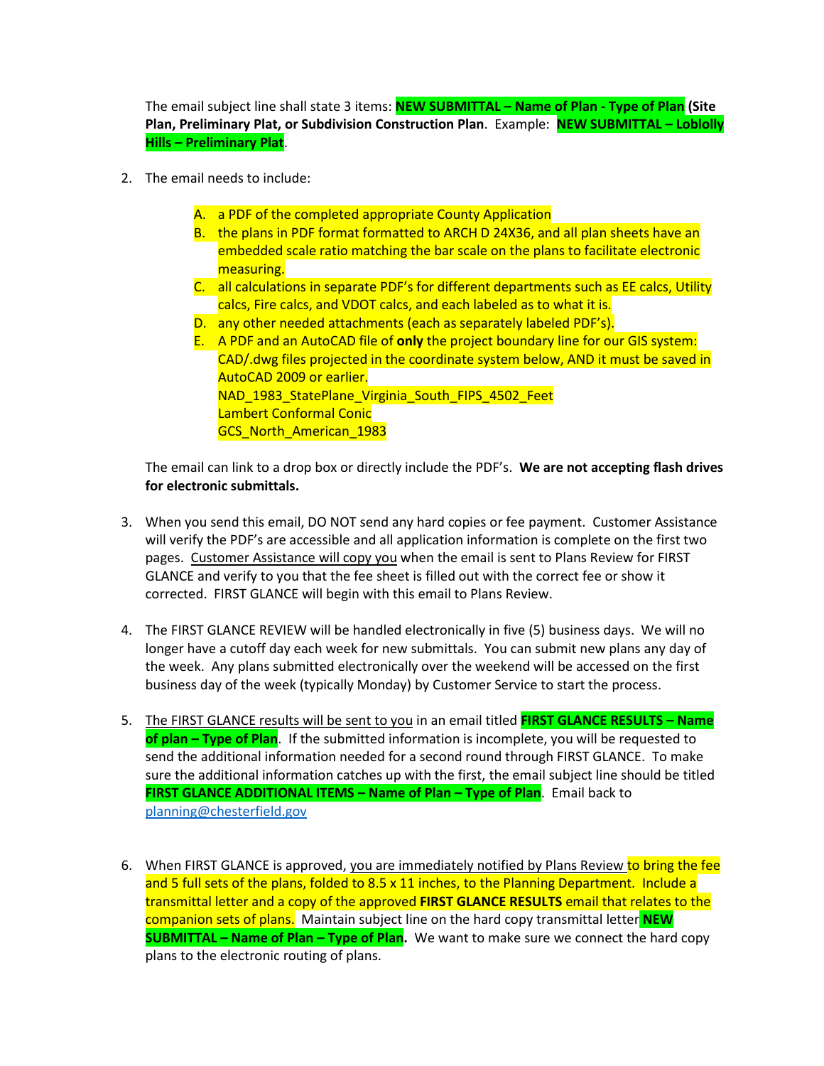The email subject line shall state 3 items: **NEW SUBMITTAL – Name of Plan - Type of Plan (Site Plan, Preliminary Plat, or Subdivision Construction Plan**. Example: **NEW SUBMITTAL – Loblolly Hills – Preliminary Plat**.

2. The email needs to include:

   A. a PDF of the completed appropriate County Application
   B. the plans in PDF format formatted to ARCH D 24X36, and all plan sheets have an embedded scale ratio matching the bar scale on the plans to facilitate electronic measuring.
   C. all calculations in separate PDF's for different departments such as EE calcs, Utility calcs, Fire calcs, and VDOT calcs, and each labeled as to what it is.
   D. any other needed attachments (each as separately labeled PDF's).
   E. A PDF and an AutoCAD file of **only** the project boundary line for our GIS system: CAD/.dwg files projected in the coordinate system below, AND it must be saved in AutoCAD 2009 or earlier.
      NAD_1983_StatePlane_Virginia_South_FIPS_4502_Feet
      Lambert Conformal Conic
      GCS_North_American_1983

   The email can link to a drop box or directly include the PDF's. **We are not accepting flash drives for electronic submittals.**

3. When you send this email, DO NOT send any hard copies or fee payment. Customer Assistance will verify the PDF's are accessible and all application information is complete on the first two pages. Customer Assistance will copy you when the email is sent to Plans Review for FIRST GLANCE and verify to you that the fee sheet is filled out with the correct fee or show it corrected. FIRST GLANCE will begin with this email to Plans Review.

4. The FIRST GLANCE REVIEW will be handled electronically in five (5) business days. We will no longer have a cutoff day each week for new submittals. You can submit new plans any day of the week. Any plans submitted electronically over the weekend will be accessed on the first business day of the week (typically Monday) by Customer Service to start the process.

5. The FIRST GLANCE results will be sent to you in an email titled **FIRST GLANCE RESULTS – Name of plan – Type of Plan**. If the submitted information is incomplete, you will be requested to send the additional information needed for a second round through FIRST GLANCE. To make sure the additional information catches up with the first, the email subject line should be titled **FIRST GLANCE ADDITIONAL ITEMS – Name of Plan – Type of Plan**. Email back to planning@chesterfield.gov

6. When FIRST GLANCE is approved, you are immediately notified by Plans Review to bring the fee and 5 full sets of the plans, folded to 8.5 x 11 inches, to the Planning Department. Include a transmittal letter and a copy of the approved **FIRST GLANCE RESULTS** email that relates to the companion sets of plans. Maintain subject line on the hard copy transmittal letter **NEW SUBMITTAL – Name of Plan – Type of Plan.** We want to make sure we connect the hard copy plans to the electronic routing of plans.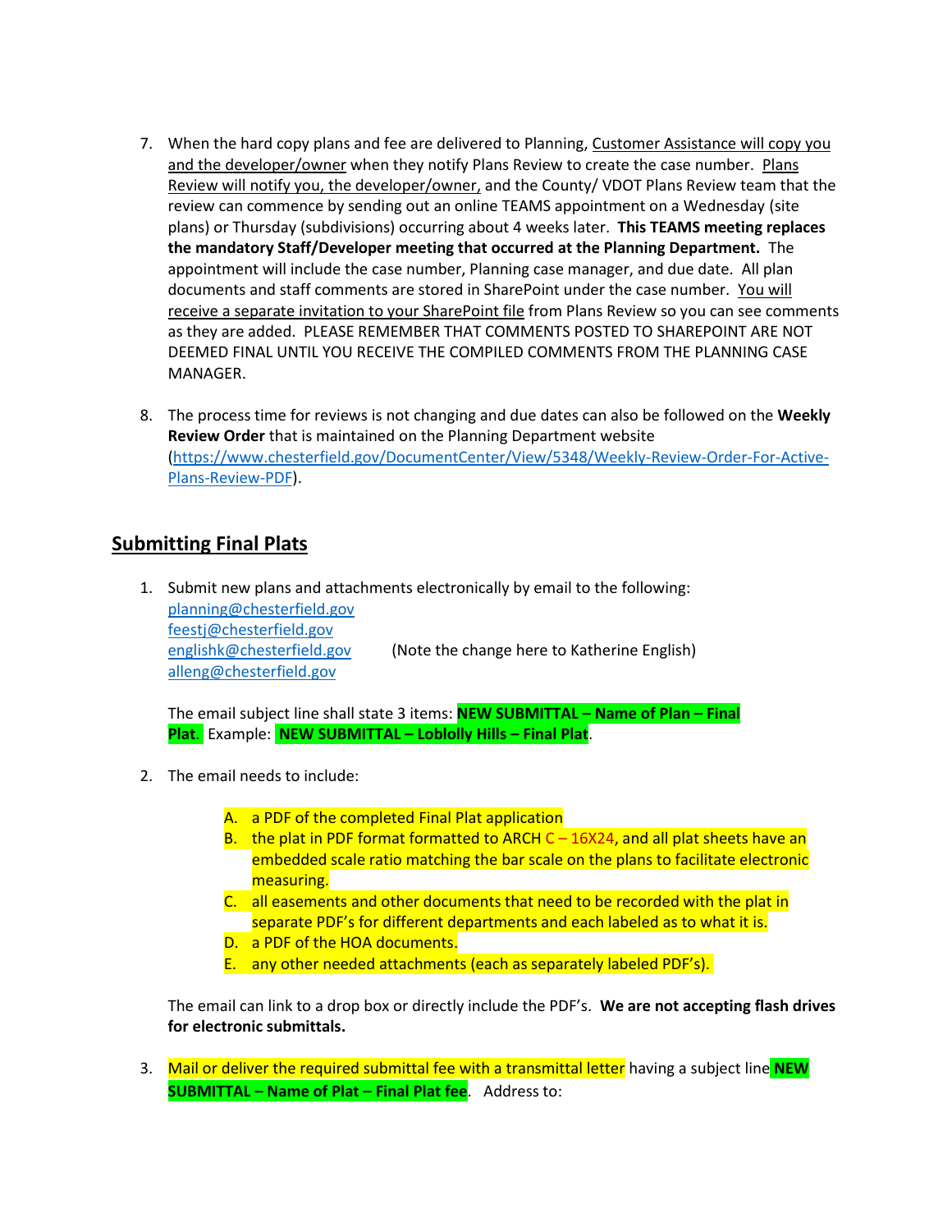7. When the hard copy plans and fee are delivered to Planning, Customer Assistance will copy you and the developer/owner when they notify Plans Review to create the case number. Plans Review will notify you, the developer/owner, and the County/ VDOT Plans Review team that the review can commence by sending out an online TEAMS appointment on a Wednesday (site plans) or Thursday (subdivisions) occurring about 4 weeks later. **This TEAMS meeting replaces the mandatory Staff/Developer meeting that occurred at the Planning Department.** The appointment will include the case number, Planning case manager, and due date. All plan documents and staff comments are stored in SharePoint under the case number. You will receive a separate invitation to your SharePoint file from Plans Review so you can see comments as they are added. PLEASE REMEMBER THAT COMMENTS POSTED TO SHAREPOINT ARE NOT DEEMED FINAL UNTIL YOU RECEIVE THE COMPILED COMMENTS FROM THE PLANNING CASE MANAGER.

8. The process time for reviews is not changing and due dates can also be followed on the **Weekly Review Order** that is maintained on the Planning Department website (https://www.chesterfield.gov/DocumentCenter/View/5348/Weekly-Review-Order-For-Active-Plans-Review-PDF).

## Submitting Final Plats

1. Submit new plans and attachments electronically by email to the following:
   planning@chesterfield.gov
   feestj@chesterfield.gov
   englishk@chesterfield.gov (Note the change here to Katherine English)
   alleng@chesterfield.gov

   The email subject line shall state 3 items: **NEW SUBMITTAL – Name of Plan – Final Plat**. Example: **NEW SUBMITTAL – Loblolly Hills – Final Plat**.

2. The email needs to include:

   A. a PDF of the completed Final Plat application
   B. the plat in PDF format formatted to ARCH C – 16X24, and all plat sheets have an embedded scale ratio matching the bar scale on the plans to facilitate electronic measuring.
   C. all easements and other documents that need to be recorded with the plat in separate PDF's for different departments and each labeled as to what it is.
   D. a PDF of the HOA documents.
   E. any other needed attachments (each as separately labeled PDF's).

   The email can link to a drop box or directly include the PDF's. **We are not accepting flash drives for electronic submittals.**

3. Mail or deliver the required submittal fee with a transmittal letter having a subject line **NEW SUBMITTAL – Name of Plat – Final Plat fee**. Address to: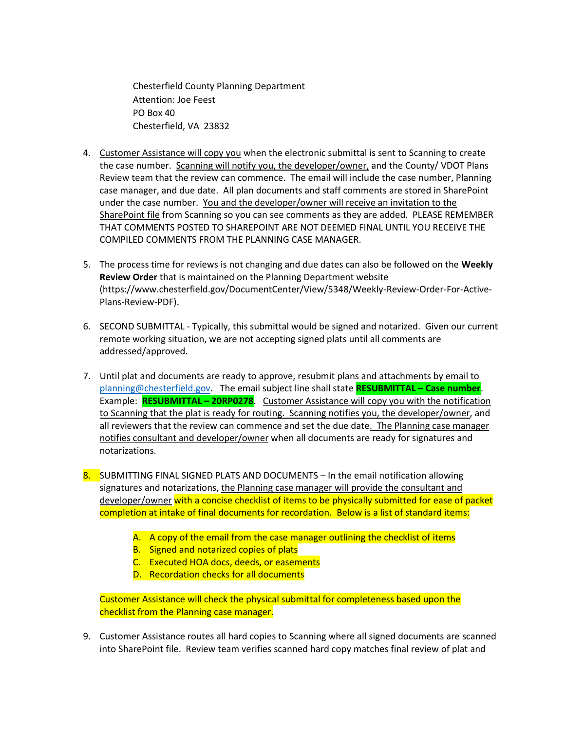Chesterfield County Planning Department
Attention: Joe Feest
PO Box 40
Chesterfield, VA 23832

4. Customer Assistance will copy you when the electronic submittal is sent to Scanning to create the case number. Scanning will notify you, the developer/owner, and the County/ VDOT Plans Review team that the review can commence. The email will include the case number, Planning case manager, and due date. All plan documents and staff comments are stored in SharePoint under the case number. You and the developer/owner will receive an invitation to the SharePoint file from Scanning so you can see comments as they are added. PLEASE REMEMBER THAT COMMENTS POSTED TO SHAREPOINT ARE NOT DEEMED FINAL UNTIL YOU RECEIVE THE COMPILED COMMENTS FROM THE PLANNING CASE MANAGER.

5. The process time for reviews is not changing and due dates can also be followed on the **Weekly Review Order** that is maintained on the Planning Department website (https://www.chesterfield.gov/DocumentCenter/View/5348/Weekly-Review-Order-For-Active-Plans-Review-PDF).

6. SECOND SUBMITTAL - Typically, this submittal would be signed and notarized. Given our current remote working situation, we are not accepting signed plats until all comments are addressed/approved.

7. Until plat and documents are ready to approve, resubmit plans and attachments by email to planning@chesterfield.gov. The email subject line shall state **RESUBMITTAL – Case number**. Example: **RESUBMITTAL – 20RP0278**. Customer Assistance will copy you with the notification to Scanning that the plat is ready for routing. Scanning notifies you, the developer/owner, and all reviewers that the review can commence and set the due date. The Planning case manager notifies consultant and developer/owner when all documents are ready for signatures and notarizations.

8. SUBMITTING FINAL SIGNED PLATS AND DOCUMENTS – In the email notification allowing signatures and notarizations, the Planning case manager will provide the consultant and developer/owner with a concise checklist of items to be physically submitted for ease of packet completion at intake of final documents for recordation. Below is a list of standard items:

   A. A copy of the email from the case manager outlining the checklist of items
   B. Signed and notarized copies of plats
   C. Executed HOA docs, deeds, or easements
   D. Recordation checks for all documents

   Customer Assistance will check the physical submittal for completeness based upon the checklist from the Planning case manager.

9. Customer Assistance routes all hard copies to Scanning where all signed documents are scanned into SharePoint file. Review team verifies scanned hard copy matches final review of plat and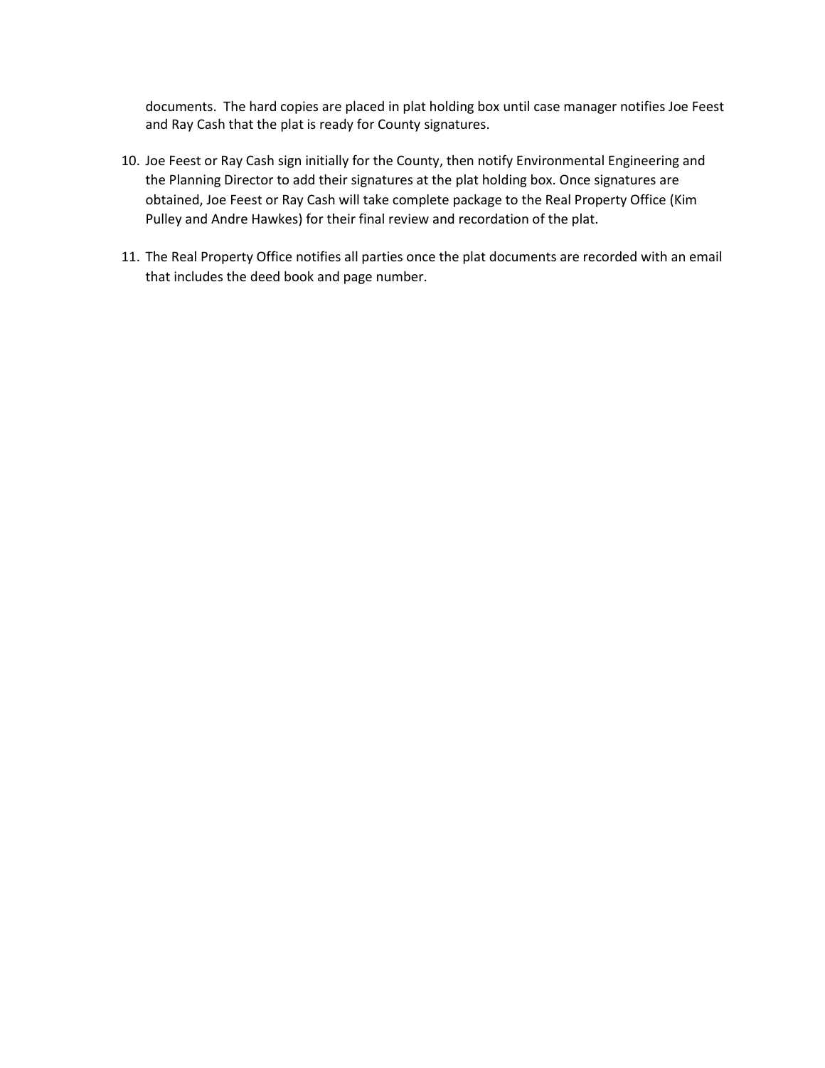documents. The hard copies are placed in plat holding box until case manager notifies Joe Feest and Ray Cash that the plat is ready for County signatures.

10. Joe Feest or Ray Cash sign initially for the County, then notify Environmental Engineering and the Planning Director to add their signatures at the plat holding box. Once signatures are obtained, Joe Feest or Ray Cash will take complete package to the Real Property Office (Kim Pulley and Andre Hawkes) for their final review and recordation of the plat.

11. The Real Property Office notifies all parties once the plat documents are recorded with an email that includes the deed book and page number.